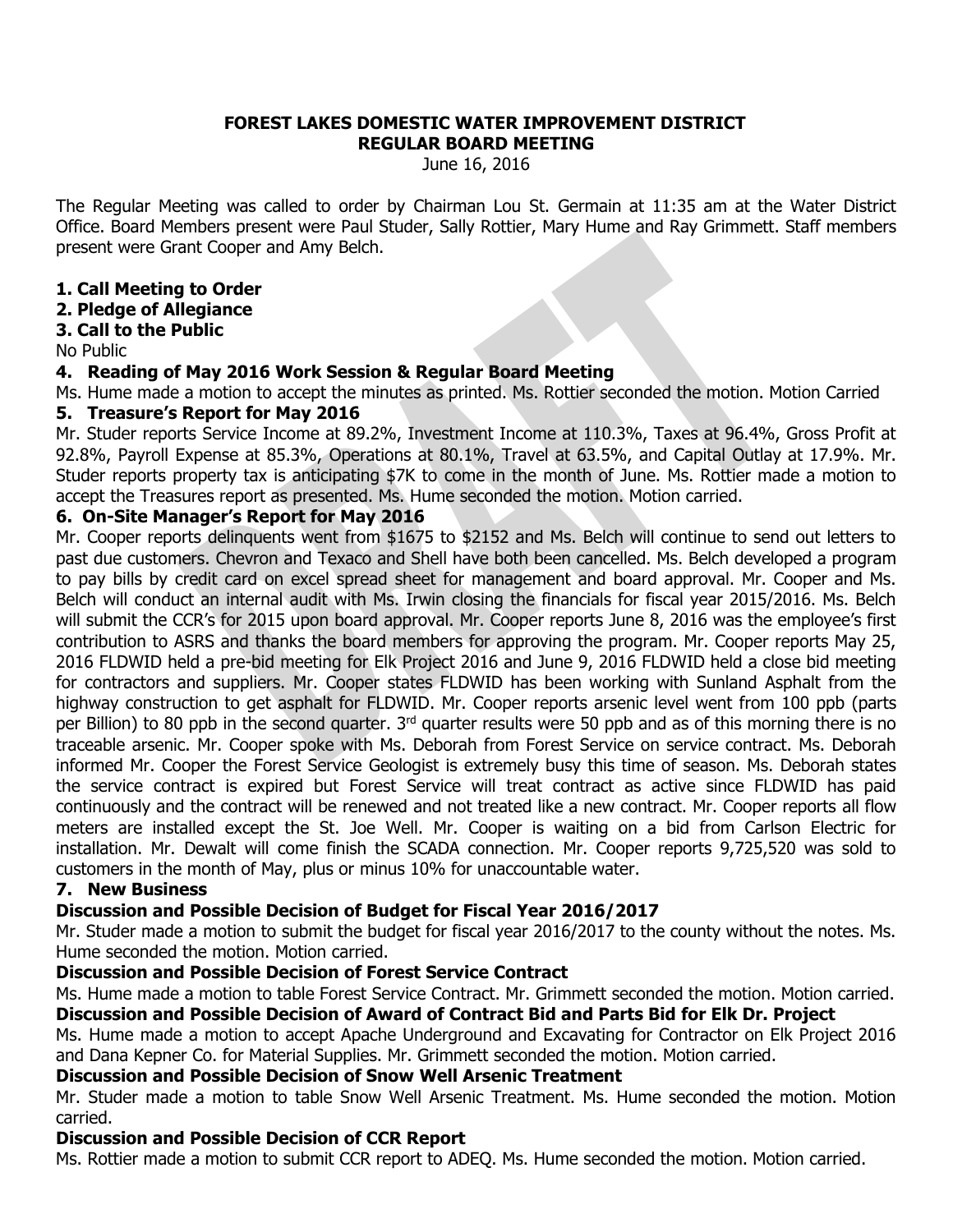**FOREST LAKES DOMESTIC WATER IMPROVEMENT DISTRICT**
**REGULAR BOARD MEETING**
June 16, 2016

The Regular Meeting was called to order by Chairman Lou St. Germain at 11:35 am at the Water District Office. Board Members present were Paul Studer, Sally Rottier, Mary Hume and Ray Grimmett. Staff members present were Grant Cooper and Amy Belch.

**1. Call Meeting to Order**
**2. Pledge of Allegiance**
**3. Call to the Public**
No Public

**4. Reading of May 2016 Work Session & Regular Board Meeting**
Ms. Hume made a motion to accept the minutes as printed. Ms. Rottier seconded the motion. Motion Carried

**5. Treasure's Report for May 2016**
Mr. Studer reports Service Income at 89.2%, Investment Income at 110.3%, Taxes at 96.4%, Gross Profit at 92.8%, Payroll Expense at 85.3%, Operations at 80.1%, Travel at 63.5%, and Capital Outlay at 17.9%. Mr. Studer reports property tax is anticipating $7K to come in the month of June. Ms. Rottier made a motion to accept the Treasures report as presented. Ms. Hume seconded the motion. Motion carried.

**6. On-Site Manager's Report for May 2016**
Mr. Cooper reports delinquents went from $1675 to $2152 and Ms. Belch will continue to send out letters to past due customers. Chevron and Texaco and Shell have both been cancelled. Ms. Belch developed a program to pay bills by credit card on excel spread sheet for management and board approval. Mr. Cooper and Ms. Belch will conduct an internal audit with Ms. Irwin closing the financials for fiscal year 2015/2016. Ms. Belch will submit the CCR's for 2015 upon board approval. Mr. Cooper reports June 8, 2016 was the employee's first contribution to ASRS and thanks the board members for approving the program. Mr. Cooper reports May 25, 2016 FLDWID held a pre-bid meeting for Elk Project 2016 and June 9, 2016 FLDWID held a close bid meeting for contractors and suppliers. Mr. Cooper states FLDWID has been working with Sunland Asphalt from the highway construction to get asphalt for FLDWID. Mr. Cooper reports arsenic level went from 100 ppb (parts per Billion) to 80 ppb in the second quarter. 3rd quarter results were 50 ppb and as of this morning there is no traceable arsenic. Mr. Cooper spoke with Ms. Deborah from Forest Service on service contract. Ms. Deborah informed Mr. Cooper the Forest Service Geologist is extremely busy this time of season. Ms. Deborah states the service contract is expired but Forest Service will treat contract as active since FLDWID has paid continuously and the contract will be renewed and not treated like a new contract. Mr. Cooper reports all flow meters are installed except the St. Joe Well. Mr. Cooper is waiting on a bid from Carlson Electric for installation. Mr. Dewalt will come finish the SCADA connection. Mr. Cooper reports 9,725,520 was sold to customers in the month of May, plus or minus 10% for unaccountable water.

**7. New Business**

**Discussion and Possible Decision of Budget for Fiscal Year 2016/2017**
Mr. Studer made a motion to submit the budget for fiscal year 2016/2017 to the county without the notes. Ms. Hume seconded the motion. Motion carried.

**Discussion and Possible Decision of Forest Service Contract**
Ms. Hume made a motion to table Forest Service Contract. Mr. Grimmett seconded the motion. Motion carried.

**Discussion and Possible Decision of Award of Contract Bid and Parts Bid for Elk Dr. Project**
Ms. Hume made a motion to accept Apache Underground and Excavating for Contractor on Elk Project 2016 and Dana Kepner Co. for Material Supplies. Mr. Grimmett seconded the motion. Motion carried.

**Discussion and Possible Decision of Snow Well Arsenic Treatment**
Mr. Studer made a motion to table Snow Well Arsenic Treatment. Ms. Hume seconded the motion. Motion carried.

**Discussion and Possible Decision of CCR Report**
Ms. Rottier made a motion to submit CCR report to ADEQ. Ms. Hume seconded the motion. Motion carried.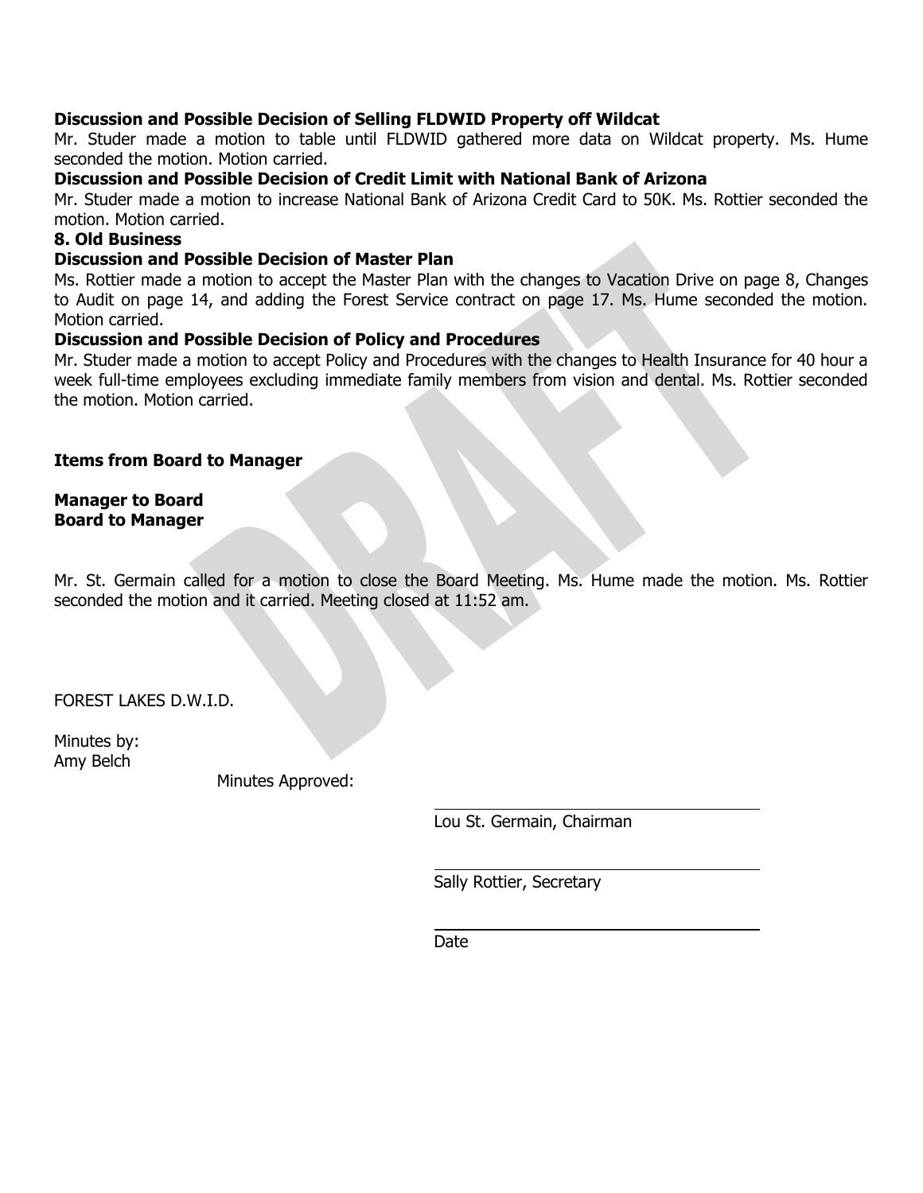**Discussion and Possible Decision of Selling FLDWID Property off Wildcat**

Mr. Studer made a motion to table until FLDWID gathered more data on Wildcat property. Ms. Hume seconded the motion. Motion carried.

**Discussion and Possible Decision of Credit Limit with National Bank of Arizona**

Mr. Studer made a motion to increase National Bank of Arizona Credit Card to 50K. Ms. Rottier seconded the motion. Motion carried.

**8. Old Business**

**Discussion and Possible Decision of Master Plan**

Ms. Rottier made a motion to accept the Master Plan with the changes to Vacation Drive on page 8, Changes to Audit on page 14, and adding the Forest Service contract on page 17. Ms. Hume seconded the motion. Motion carried.

**Discussion and Possible Decision of Policy and Procedures**

Mr. Studer made a motion to accept Policy and Procedures with the changes to Health Insurance for 40 hour a week full-time employees excluding immediate family members from vision and dental. Ms. Rottier seconded the motion. Motion carried.

**Items from Board to Manager**

**Manager to Board**
**Board to Manager**

Mr. St. Germain called for a motion to close the Board Meeting. Ms. Hume made the motion. Ms. Rottier seconded the motion and it carried. Meeting closed at 11:52 am.

FOREST LAKES D.W.I.D.

Minutes by:
Amy Belch

Minutes Approved:

______________________________
Lou St. Germain, Chairman

______________________________
Sally Rottier, Secretary

______________________________
Date